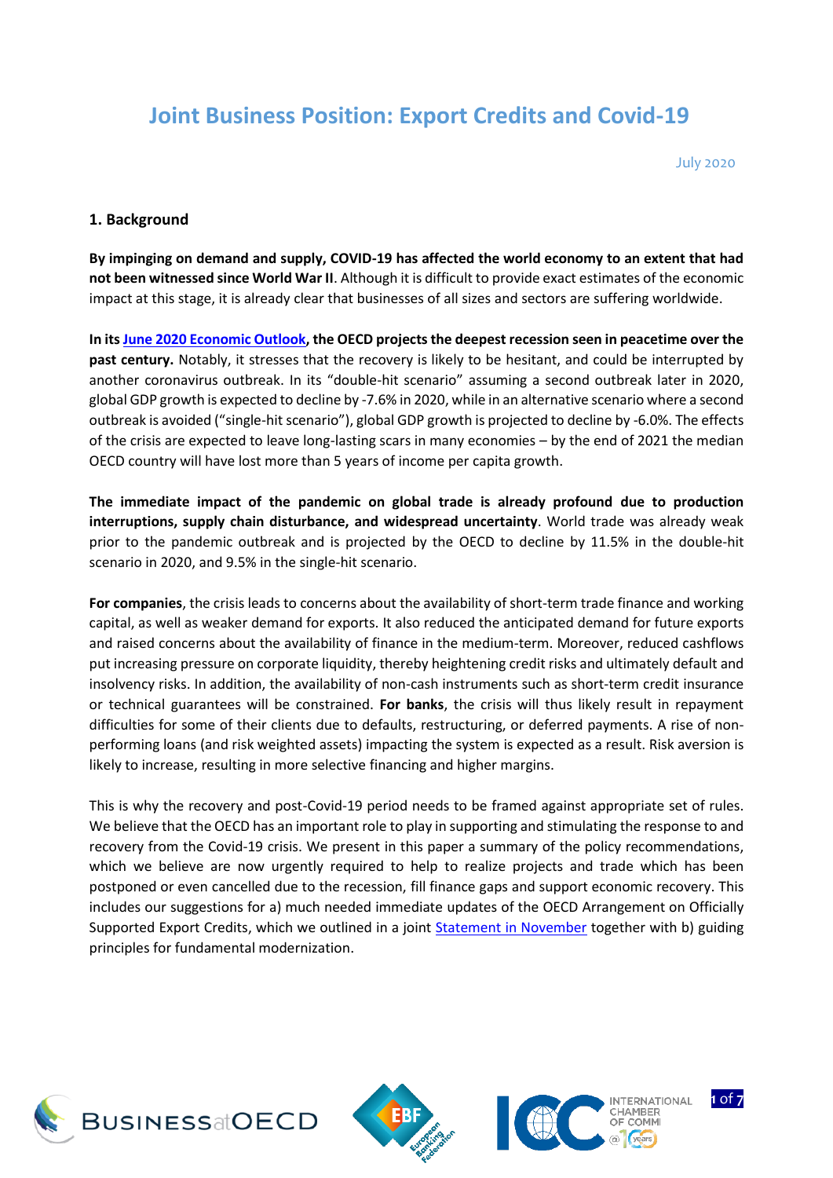# Joint Business Position: Export Credits and Covid-19

July 2020

## 1. Background

**By impinging on demand and supply, COVID-19 has affected the world economy to an extent that had not been witnessed since World War II**. Although it is difficult to provide exact estimates of the economic impact at this stage, it is already clear that businesses of all sizes and sectors are suffering worldwide.

**In its June 2020 Economic Outlook, the OECD projects the deepest recession seen in peacetime over the past century.** Notably, it stresses that the recovery is likely to be hesitant, and could be interrupted by another coronavirus outbreak. In its "double-hit scenario" assuming a second outbreak later in 2020, global GDP growth is expected to decline by -7.6% in 2020, while in an alternative scenario where a second outbreak is avoided ("single-hit scenario"), global GDP growth is projected to decline by -6.0%. The effects of the crisis are expected to leave long-lasting scars in many economies – by the end of 2021 the median OECD country will have lost more than 5 years of income per capita growth.

**The immediate impact of the pandemic on global trade is already profound due to production interruptions, supply chain disturbance, and widespread uncertainty**. World trade was already weak prior to the pandemic outbreak and is projected by the OECD to decline by 11.5% in the double-hit scenario in 2020, and 9.5% in the single-hit scenario.

**For companies**, the crisis leads to concerns about the availability of short-term trade finance and working capital, as well as weaker demand for exports. It also reduced the anticipated demand for future exports and raised concerns about the availability of finance in the medium-term. Moreover, reduced cashflows put increasing pressure on corporate liquidity, thereby heightening credit risks and ultimately default and insolvency risks. In addition, the availability of non-cash instruments such as short-term credit insurance or technical guarantees will be constrained. **For banks**, the crisis will thus likely result in repayment difficulties for some of their clients due to defaults, restructuring, or deferred payments. A rise of non-performing loans (and risk weighted assets) impacting the system is expected as a result. Risk aversion is likely to increase, resulting in more selective financing and higher margins.

This is why the recovery and post-Covid-19 period needs to be framed against appropriate set of rules. We believe that the OECD has an important role to play in supporting and stimulating the response to and recovery from the Covid-19 crisis. We present in this paper a summary of the policy recommendations, which we believe are now urgently required to help to realize projects and trade which has been postponed or even cancelled due to the recession, fill finance gaps and support economic recovery. This includes our suggestions for a) much needed immediate updates of the OECD Arrangement on Officially Supported Export Credits, which we outlined in a joint Statement in November together with b) guiding principles for fundamental modernization.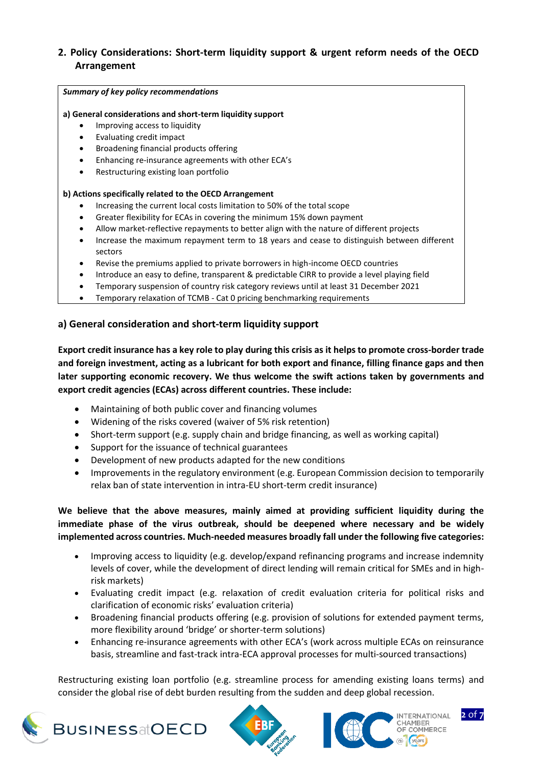## 2. Policy Considerations: Short-term liquidity support & urgent reform needs of the OECD Arrangement

***Summary of key policy recommendations***

**a) General considerations and short-term liquidity support**

- Improving access to liquidity
- Evaluating credit impact
- Broadening financial products offering
- Enhancing re-insurance agreements with other ECA's
- Restructuring existing loan portfolio

**b) Actions specifically related to the OECD Arrangement**

- Increasing the current local costs limitation to 50% of the total scope
- Greater flexibility for ECAs in covering the minimum 15% down payment
- Allow market-reflective repayments to better align with the nature of different projects
- Increase the maximum repayment term to 18 years and cease to distinguish between different sectors
- Revise the premiums applied to private borrowers in high-income OECD countries
- Introduce an easy to define, transparent & predictable CIRR to provide a level playing field
- Temporary suspension of country risk category reviews until at least 31 December 2021
- Temporary relaxation of TCMB - Cat 0 pricing benchmarking requirements

### a) General consideration and short-term liquidity support

**Export credit insurance has a key role to play during this crisis as it helps to promote cross-border trade and foreign investment, acting as a lubricant for both export and finance, filling finance gaps and then later supporting economic recovery. We thus welcome the swift actions taken by governments and export credit agencies (ECAs) across different countries. These include:**

- Maintaining of both public cover and financing volumes
- Widening of the risks covered (waiver of 5% risk retention)
- Short-term support (e.g. supply chain and bridge financing, as well as working capital)
- Support for the issuance of technical guarantees
- Development of new products adapted for the new conditions
- Improvements in the regulatory environment (e.g. European Commission decision to temporarily relax ban of state intervention in intra-EU short-term credit insurance)

**We believe that the above measures, mainly aimed at providing sufficient liquidity during the immediate phase of the virus outbreak, should be deepened where necessary and be widely implemented across countries. Much-needed measures broadly fall under the following five categories:**

- Improving access to liquidity (e.g. develop/expand refinancing programs and increase indemnity levels of cover, while the development of direct lending will remain critical for SMEs and in high-risk markets)
- Evaluating credit impact (e.g. relaxation of credit evaluation criteria for political risks and clarification of economic risks' evaluation criteria)
- Broadening financial products offering (e.g. provision of solutions for extended payment terms, more flexibility around 'bridge' or shorter-term solutions)
- Enhancing re-insurance agreements with other ECA's (work across multiple ECAs on reinsurance basis, streamline and fast-track intra-ECA approval processes for multi-sourced transactions)

Restructuring existing loan portfolio (e.g. streamline process for amending existing loans terms) and consider the global rise of debt burden resulting from the sudden and deep global recession.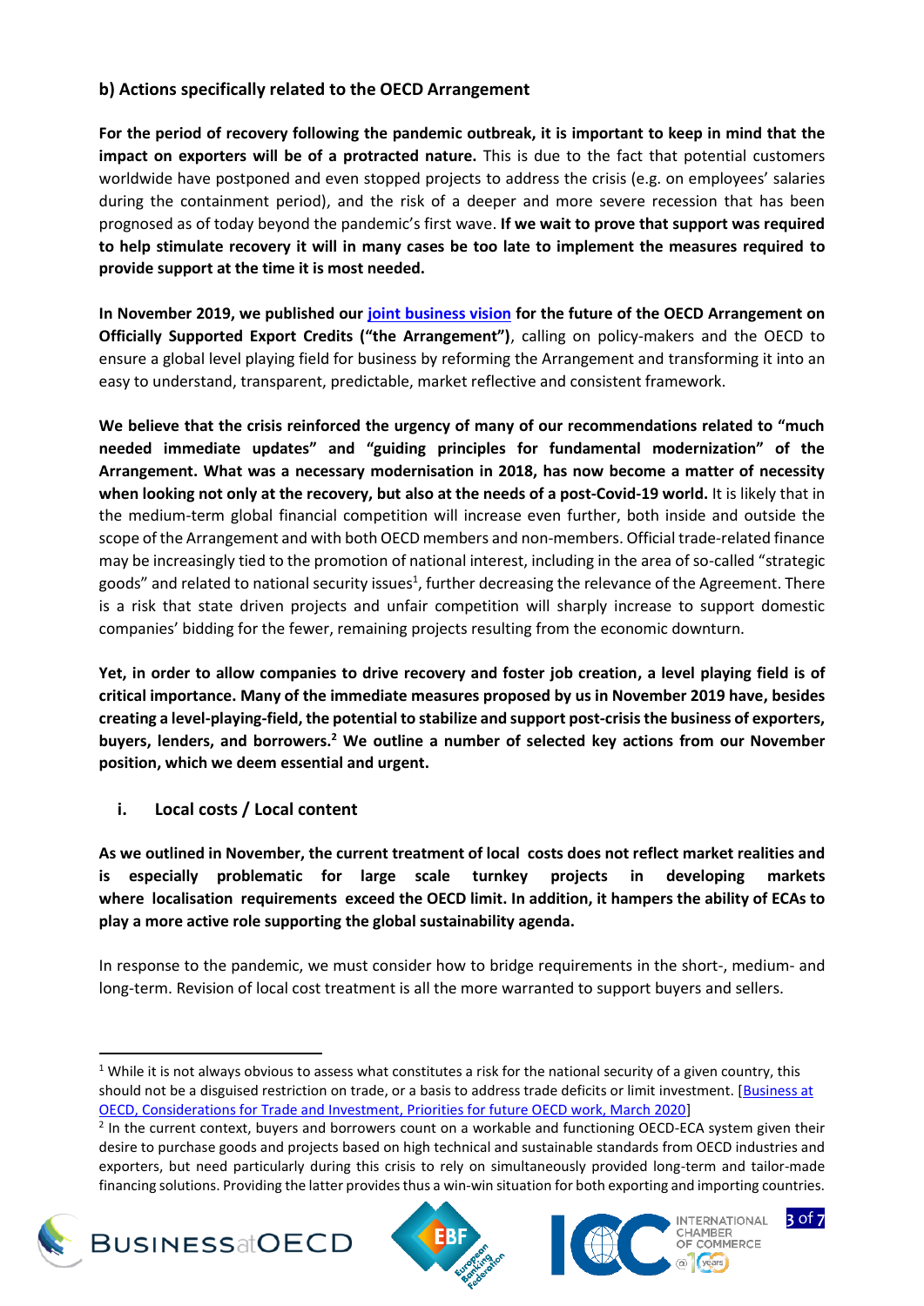### b) Actions specifically related to the OECD Arrangement

**For the period of recovery following the pandemic outbreak, it is important to keep in mind that the impact on exporters will be of a protracted nature.** This is due to the fact that potential customers worldwide have postponed and even stopped projects to address the crisis (e.g. on employees' salaries during the containment period), and the risk of a deeper and more severe recession that has been prognosed as of today beyond the pandemic's first wave. **If we wait to prove that support was required to help stimulate recovery it will in many cases be too late to implement the measures required to provide support at the time it is most needed.**

**In November 2019, we published our joint business vision for the future of the OECD Arrangement on Officially Supported Export Credits ("the Arrangement")**, calling on policy-makers and the OECD to ensure a global level playing field for business by reforming the Arrangement and transforming it into an easy to understand, transparent, predictable, market reflective and consistent framework.

**We believe that the crisis reinforced the urgency of many of our recommendations related to "much needed immediate updates" and "guiding principles for fundamental modernization" of the Arrangement. What was a necessary modernisation in 2018, has now become a matter of necessity when looking not only at the recovery, but also at the needs of a post-Covid-19 world.** It is likely that in the medium-term global financial competition will increase even further, both inside and outside the scope of the Arrangement and with both OECD members and non-members. Official trade-related finance may be increasingly tied to the promotion of national interest, including in the area of so-called "strategic goods" and related to national security issues[1], further decreasing the relevance of the Agreement. There is a risk that state driven projects and unfair competition will sharply increase to support domestic companies' bidding for the fewer, remaining projects resulting from the economic downturn.

**Yet, in order to allow companies to drive recovery and foster job creation, a level playing field is of critical importance. Many of the immediate measures proposed by us in November 2019 have, besides creating a level-playing-field, the potential to stabilize and support post-crisis the business of exporters, buyers, lenders, and borrowers.[2] We outline a number of selected key actions from our November position, which we deem essential and urgent.**

#### i. Local costs / Local content

**As we outlined in November, the current treatment of local costs does not reflect market realities and is especially problematic for large scale turnkey projects in developing markets where localisation requirements exceed the OECD limit. In addition, it hampers the ability of ECAs to play a more active role supporting the global sustainability agenda.**

In response to the pandemic, we must consider how to bridge requirements in the short-, medium- and long-term. Revision of local cost treatment is all the more warranted to support buyers and sellers.

---

[1] While it is not always obvious to assess what constitutes a risk for the national security of a given country, this should not be a disguised restriction on trade, or a basis to address trade deficits or limit investment. [Business at OECD, Considerations for Trade and Investment, Priorities for future OECD work, March 2020]

[2] In the current context, buyers and borrowers count on a workable and functioning OECD-ECA system given their desire to purchase goods and projects based on high technical and sustainable standards from OECD industries and exporters, but need particularly during this crisis to rely on simultaneously provided long-term and tailor-made financing solutions. Providing the latter provides thus a win-win situation for both exporting and importing countries.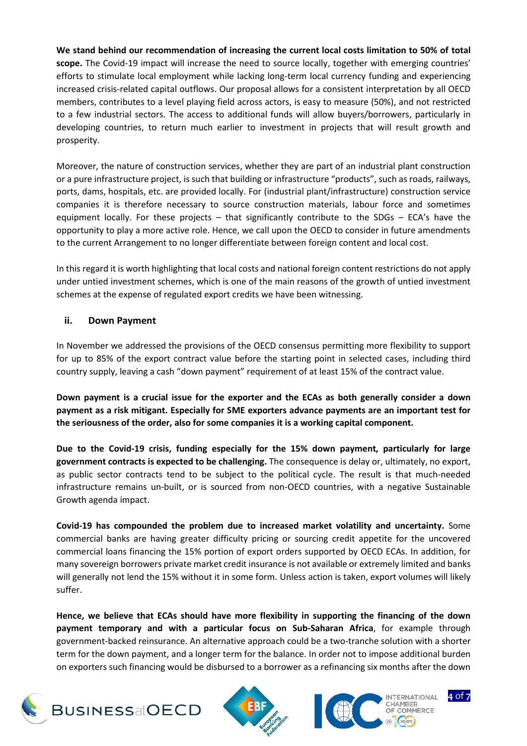**We stand behind our recommendation of increasing the current local costs limitation to 50% of total scope.** The Covid-19 impact will increase the need to source locally, together with emerging countries' efforts to stimulate local employment while lacking long-term local currency funding and experiencing increased crisis-related capital outflows. Our proposal allows for a consistent interpretation by all OECD members, contributes to a level playing field across actors, is easy to measure (50%), and not restricted to a few industrial sectors. The access to additional funds will allow buyers/borrowers, particularly in developing countries, to return much earlier to investment in projects that will result growth and prosperity.

Moreover, the nature of construction services, whether they are part of an industrial plant construction or a pure infrastructure project, is such that building or infrastructure "products", such as roads, railways, ports, dams, hospitals, etc. are provided locally. For (industrial plant/infrastructure) construction service companies it is therefore necessary to source construction materials, labour force and sometimes equipment locally. For these projects – that significantly contribute to the SDGs – ECA's have the opportunity to play a more active role. Hence, we call upon the OECD to consider in future amendments to the current Arrangement to no longer differentiate between foreign content and local cost.

In this regard it is worth highlighting that local costs and national foreign content restrictions do not apply under untied investment schemes, which is one of the main reasons of the growth of untied investment schemes at the expense of regulated export credits we have been witnessing.

### ii. Down Payment

In November we addressed the provisions of the OECD consensus permitting more flexibility to support for up to 85% of the export contract value before the starting point in selected cases, including third country supply, leaving a cash "down payment" requirement of at least 15% of the contract value.

**Down payment is a crucial issue for the exporter and the ECAs as both generally consider a down payment as a risk mitigant. Especially for SME exporters advance payments are an important test for the seriousness of the order, also for some companies it is a working capital component.**

**Due to the Covid-19 crisis, funding especially for the 15% down payment, particularly for large government contracts is expected to be challenging.** The consequence is delay or, ultimately, no export, as public sector contracts tend to be subject to the political cycle. The result is that much-needed infrastructure remains un-built, or is sourced from non-OECD countries, with a negative Sustainable Growth agenda impact.

**Covid-19 has compounded the problem due to increased market volatility and uncertainty.** Some commercial banks are having greater difficulty pricing or sourcing credit appetite for the uncovered commercial loans financing the 15% portion of export orders supported by OECD ECAs. In addition, for many sovereign borrowers private market credit insurance is not available or extremely limited and banks will generally not lend the 15% without it in some form. Unless action is taken, export volumes will likely suffer.

**Hence, we believe that ECAs should have more flexibility in supporting the financing of the down payment temporary and with a particular focus on Sub-Saharan Africa**, for example through government-backed reinsurance. An alternative approach could be a two-tranche solution with a shorter term for the down payment, and a longer term for the balance. In order not to impose additional burden on exporters such financing would be disbursed to a borrower as a refinancing six months after the down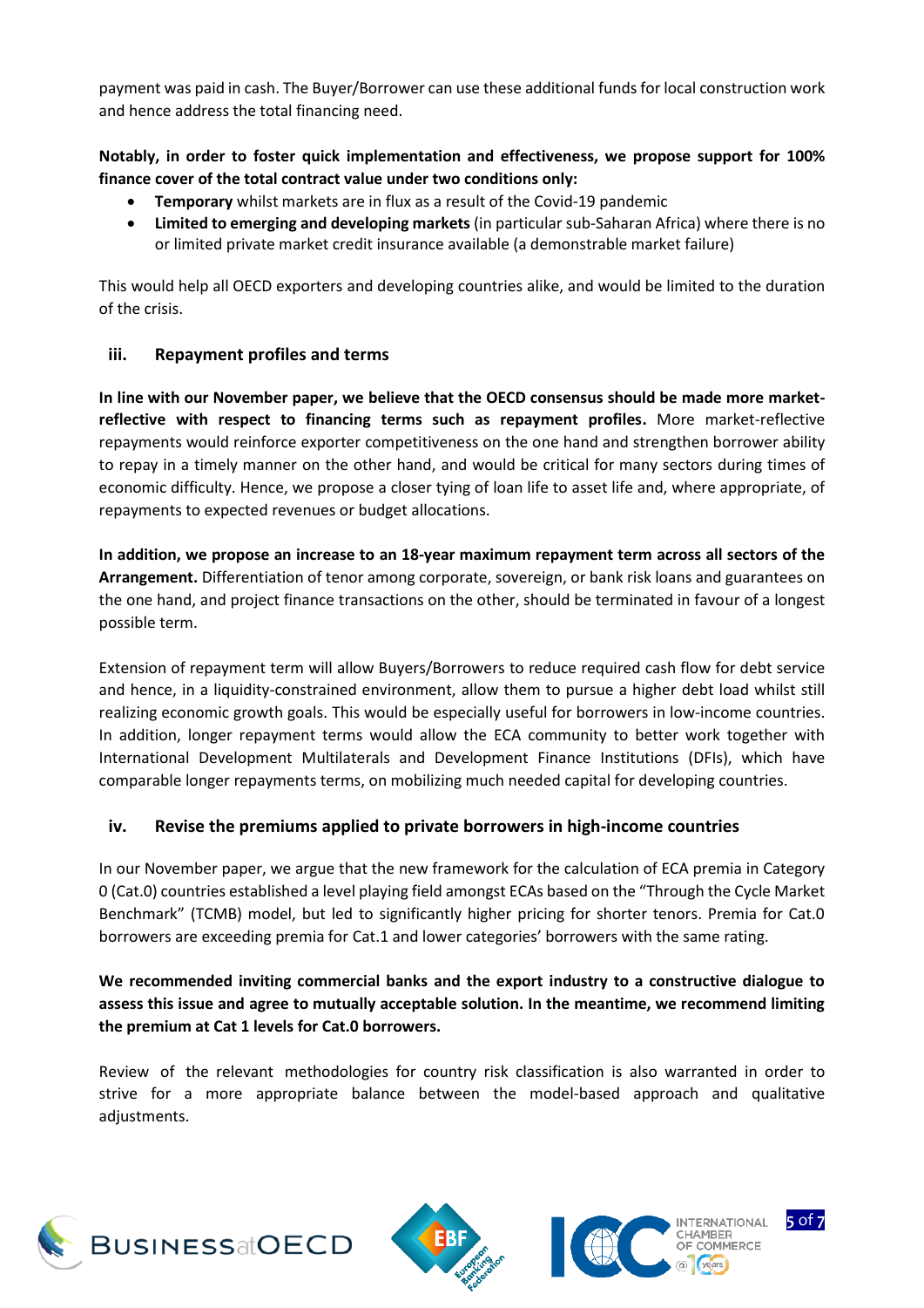payment was paid in cash. The Buyer/Borrower can use these additional funds for local construction work and hence address the total financing need.

**Notably, in order to foster quick implementation and effectiveness, we propose support for 100% finance cover of the total contract value under two conditions only:**

- **Temporary** whilst markets are in flux as a result of the Covid-19 pandemic
- **Limited to emerging and developing markets** (in particular sub-Saharan Africa) where there is no or limited private market credit insurance available (a demonstrable market failure)

This would help all OECD exporters and developing countries alike, and would be limited to the duration of the crisis.

### iii. Repayment profiles and terms

**In line with our November paper, we believe that the OECD consensus should be made more market-reflective with respect to financing terms such as repayment profiles.** More market-reflective repayments would reinforce exporter competitiveness on the one hand and strengthen borrower ability to repay in a timely manner on the other hand, and would be critical for many sectors during times of economic difficulty. Hence, we propose a closer tying of loan life to asset life and, where appropriate, of repayments to expected revenues or budget allocations.

**In addition, we propose an increase to an 18-year maximum repayment term across all sectors of the Arrangement.** Differentiation of tenor among corporate, sovereign, or bank risk loans and guarantees on the one hand, and project finance transactions on the other, should be terminated in favour of a longest possible term.

Extension of repayment term will allow Buyers/Borrowers to reduce required cash flow for debt service and hence, in a liquidity-constrained environment, allow them to pursue a higher debt load whilst still realizing economic growth goals. This would be especially useful for borrowers in low-income countries. In addition, longer repayment terms would allow the ECA community to better work together with International Development Multilaterals and Development Finance Institutions (DFIs), which have comparable longer repayments terms, on mobilizing much needed capital for developing countries.

### iv. Revise the premiums applied to private borrowers in high-income countries

In our November paper, we argue that the new framework for the calculation of ECA premia in Category 0 (Cat.0) countries established a level playing field amongst ECAs based on the "Through the Cycle Market Benchmark" (TCMB) model, but led to significantly higher pricing for shorter tenors. Premia for Cat.0 borrowers are exceeding premia for Cat.1 and lower categories' borrowers with the same rating.

**We recommended inviting commercial banks and the export industry to a constructive dialogue to assess this issue and agree to mutually acceptable solution. In the meantime, we recommend limiting the premium at Cat 1 levels for Cat.0 borrowers.**

Review of the relevant methodologies for country risk classification is also warranted in order to strive for a more appropriate balance between the model-based approach and qualitative adjustments.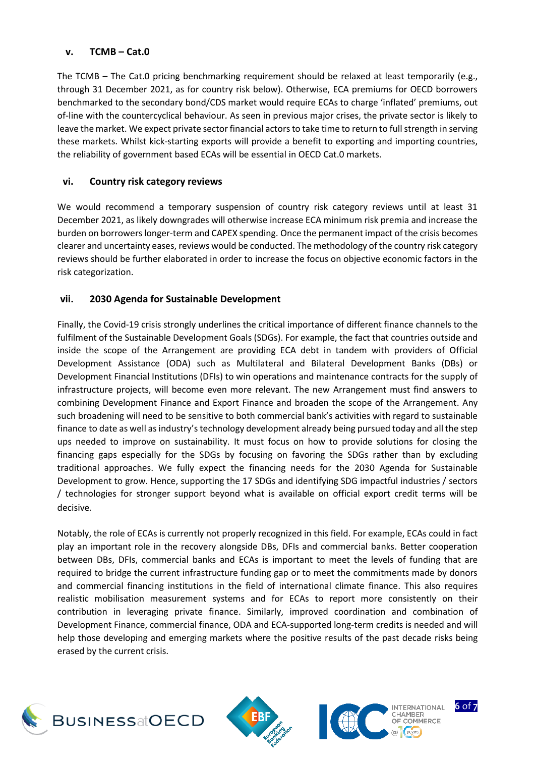### v. TCMB – Cat.0

The TCMB – The Cat.0 pricing benchmarking requirement should be relaxed at least temporarily (e.g., through 31 December 2021, as for country risk below). Otherwise, ECA premiums for OECD borrowers benchmarked to the secondary bond/CDS market would require ECAs to charge 'inflated' premiums, out of-line with the countercyclical behaviour. As seen in previous major crises, the private sector is likely to leave the market. We expect private sector financial actors to take time to return to full strength in serving these markets. Whilst kick-starting exports will provide a benefit to exporting and importing countries, the reliability of government based ECAs will be essential in OECD Cat.0 markets.

### vi. Country risk category reviews

We would recommend a temporary suspension of country risk category reviews until at least 31 December 2021, as likely downgrades will otherwise increase ECA minimum risk premia and increase the burden on borrowers longer-term and CAPEX spending. Once the permanent impact of the crisis becomes clearer and uncertainty eases, reviews would be conducted. The methodology of the country risk category reviews should be further elaborated in order to increase the focus on objective economic factors in the risk categorization.

### vii. 2030 Agenda for Sustainable Development

Finally, the Covid-19 crisis strongly underlines the critical importance of different finance channels to the fulfilment of the Sustainable Development Goals (SDGs). For example, the fact that countries outside and inside the scope of the Arrangement are providing ECA debt in tandem with providers of Official Development Assistance (ODA) such as Multilateral and Bilateral Development Banks (DBs) or Development Financial Institutions (DFIs) to win operations and maintenance contracts for the supply of infrastructure projects, will become even more relevant. The new Arrangement must find answers to combining Development Finance and Export Finance and broaden the scope of the Arrangement. Any such broadening will need to be sensitive to both commercial bank's activities with regard to sustainable finance to date as well as industry's technology development already being pursued today and all the step ups needed to improve on sustainability. It must focus on how to provide solutions for closing the financing gaps especially for the SDGs by focusing on favoring the SDGs rather than by excluding traditional approaches. We fully expect the financing needs for the 2030 Agenda for Sustainable Development to grow. Hence, supporting the 17 SDGs and identifying SDG impactful industries / sectors / technologies for stronger support beyond what is available on official export credit terms will be decisive.

Notably, the role of ECAs is currently not properly recognized in this field. For example, ECAs could in fact play an important role in the recovery alongside DBs, DFIs and commercial banks. Better cooperation between DBs, DFIs, commercial banks and ECAs is important to meet the levels of funding that are required to bridge the current infrastructure funding gap or to meet the commitments made by donors and commercial financing institutions in the field of international climate finance. This also requires realistic mobilisation measurement systems and for ECAs to report more consistently on their contribution in leveraging private finance. Similarly, improved coordination and combination of Development Finance, commercial finance, ODA and ECA-supported long-term credits is needed and will help those developing and emerging markets where the positive results of the past decade risks being erased by the current crisis.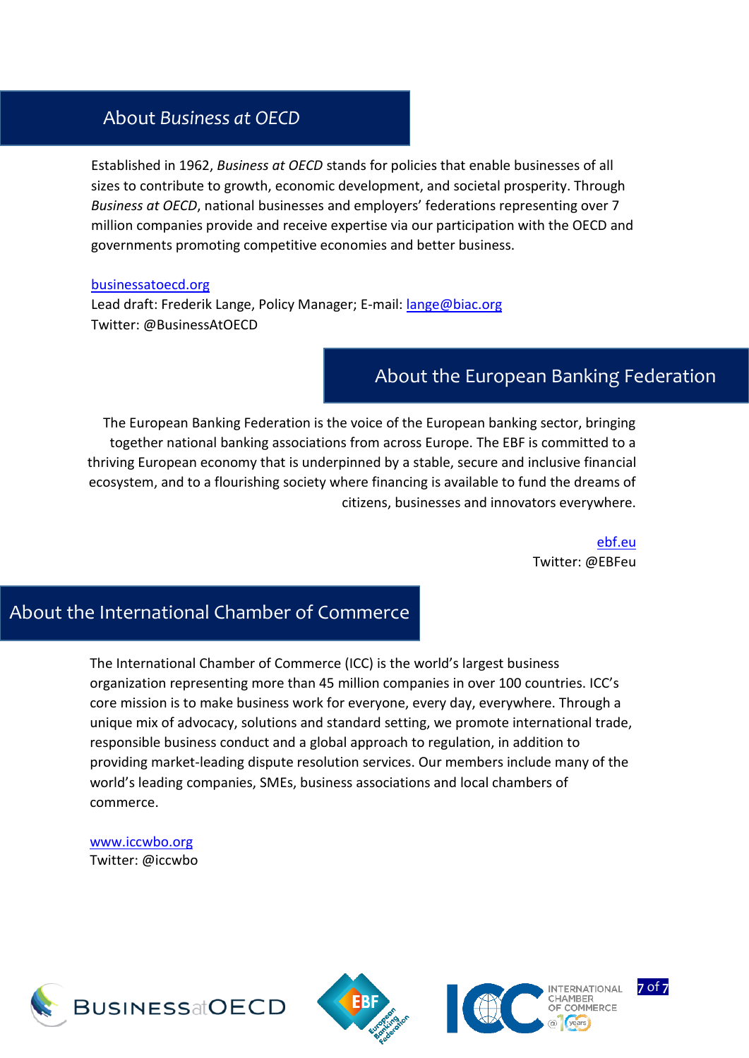## About *Business at OECD*

Established in 1962, *Business at OECD* stands for policies that enable businesses of all sizes to contribute to growth, economic development, and societal prosperity. Through *Business at OECD*, national businesses and employers' federations representing over 7 million companies provide and receive expertise via our participation with the OECD and governments promoting competitive economies and better business.

businessatoecd.org
Lead draft: Frederik Lange, Policy Manager; E-mail: lange@biac.org
Twitter: @BusinessAtOECD

## About the European Banking Federation

The European Banking Federation is the voice of the European banking sector, bringing together national banking associations from across Europe. The EBF is committed to a thriving European economy that is underpinned by a stable, secure and inclusive financial ecosystem, and to a flourishing society where financing is available to fund the dreams of citizens, businesses and innovators everywhere.

ebf.eu
Twitter: @EBFeu

## About the International Chamber of Commerce

The International Chamber of Commerce (ICC) is the world's largest business organization representing more than 45 million companies in over 100 countries. ICC's core mission is to make business work for everyone, every day, everywhere. Through a unique mix of advocacy, solutions and standard setting, we promote international trade, responsible business conduct and a global approach to regulation, in addition to providing market-leading dispute resolution services. Our members include many of the world's leading companies, SMEs, business associations and local chambers of commerce.

www.iccwbo.org
Twitter: @iccwbo